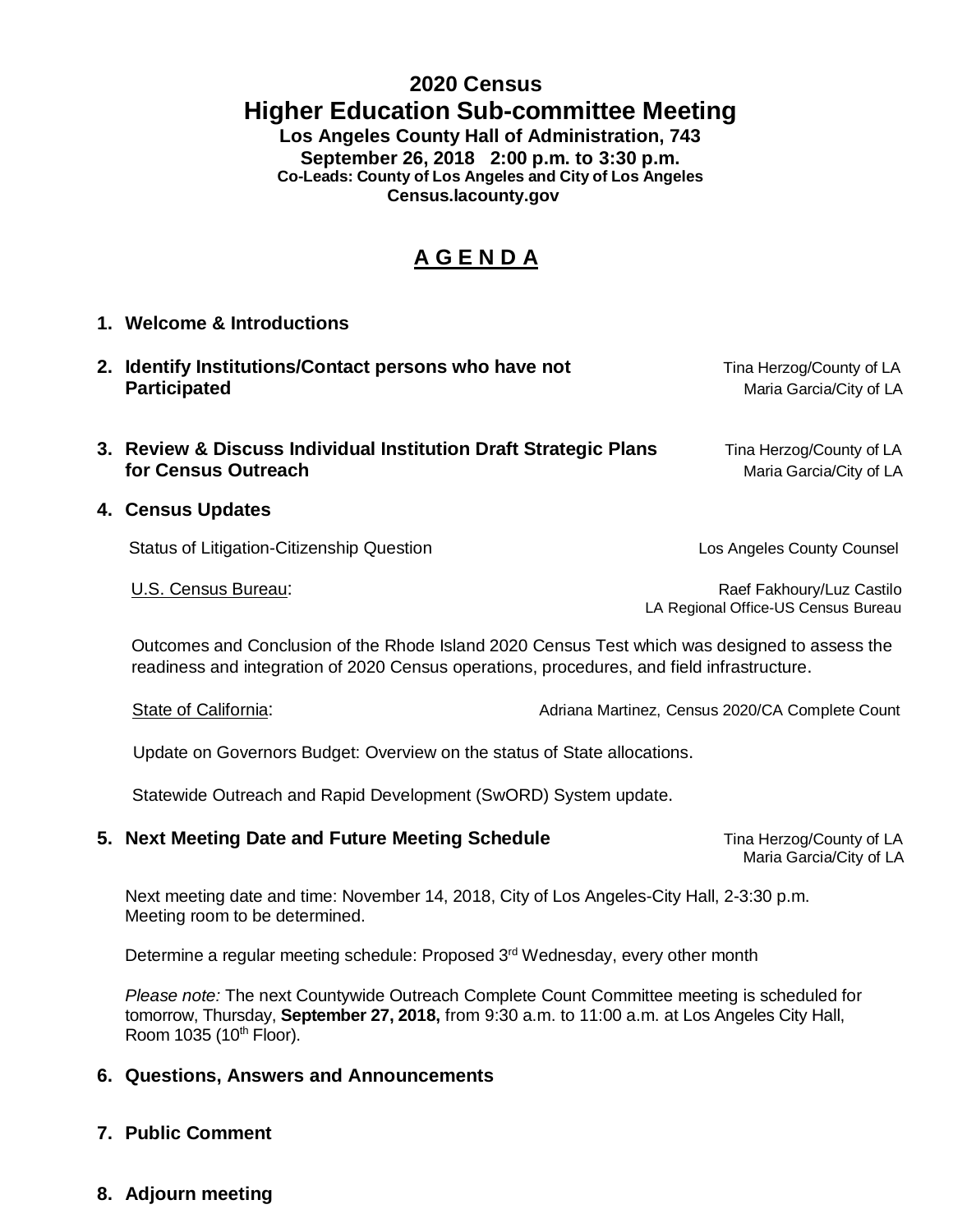# 2020 Census

## Higher Education Sub-committee Meeting

**Los Angeles County Hall of Administration, 743**
**September 26, 2018 2:00 p.m. to 3:30 p.m.**
**Co-Leads: County of Los Angeles and City of Los Angeles**
**Census.lacounty.gov**

## A G E N D A

1. **Welcome & Introductions**

2. **Identify Institutions/Contact persons who have not Participated** — Tina Herzog/County of LA, Maria Garcia/City of LA

3. **Review & Discuss Individual Institution Draft Strategic Plans for Census Outreach** — Tina Herzog/County of LA, Maria Garcia/City of LA

4. **Census Updates**

   Status of Litigation-Citizenship Question — Los Angeles County Counsel

   U.S. Census Bureau: — Raef Fakhoury/Luz Castilo, LA Regional Office-US Census Bureau

   Outcomes and Conclusion of the Rhode Island 2020 Census Test which was designed to assess the readiness and integration of 2020 Census operations, procedures, and field infrastructure.

   State of California: — Adriana Martinez, Census 2020/CA Complete Count

   Update on Governors Budget: Overview on the status of State allocations.

   Statewide Outreach and Rapid Development (SwORD) System update.

5. **Next Meeting Date and Future Meeting Schedule** — Tina Herzog/County of LA, Maria Garcia/City of LA

   Next meeting date and time: November 14, 2018, City of Los Angeles-City Hall, 2-3:30 p.m. Meeting room to be determined.

   Determine a regular meeting schedule: Proposed 3rd Wednesday, every other month

   *Please note:* The next Countywide Outreach Complete Count Committee meeting is scheduled for tomorrow, Thursday, **September 27, 2018,** from 9:30 a.m. to 11:00 a.m. at Los Angeles City Hall, Room 1035 (10th Floor).

6. **Questions, Answers and Announcements**

7. **Public Comment**

8. **Adjourn meeting**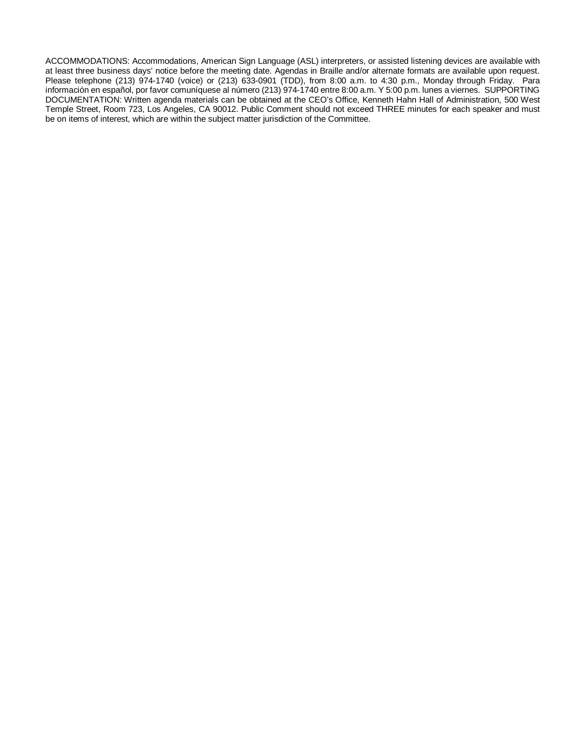ACCOMMODATIONS: Accommodations, American Sign Language (ASL) interpreters, or assisted listening devices are available with at least three business days' notice before the meeting date. Agendas in Braille and/or alternate formats are available upon request. Please telephone (213) 974-1740 (voice) or (213) 633-0901 (TDD), from 8:00 a.m. to 4:30 p.m., Monday through Friday. Para información en español, por favor comuníquese al número (213) 974-1740 entre 8:00 a.m. Y 5:00 p.m. lunes a viernes. SUPPORTING DOCUMENTATION: Written agenda materials can be obtained at the CEO's Office, Kenneth Hahn Hall of Administration, 500 West Temple Street, Room 723, Los Angeles, CA 90012. Public Comment should not exceed THREE minutes for each speaker and must be on items of interest, which are within the subject matter jurisdiction of the Committee.